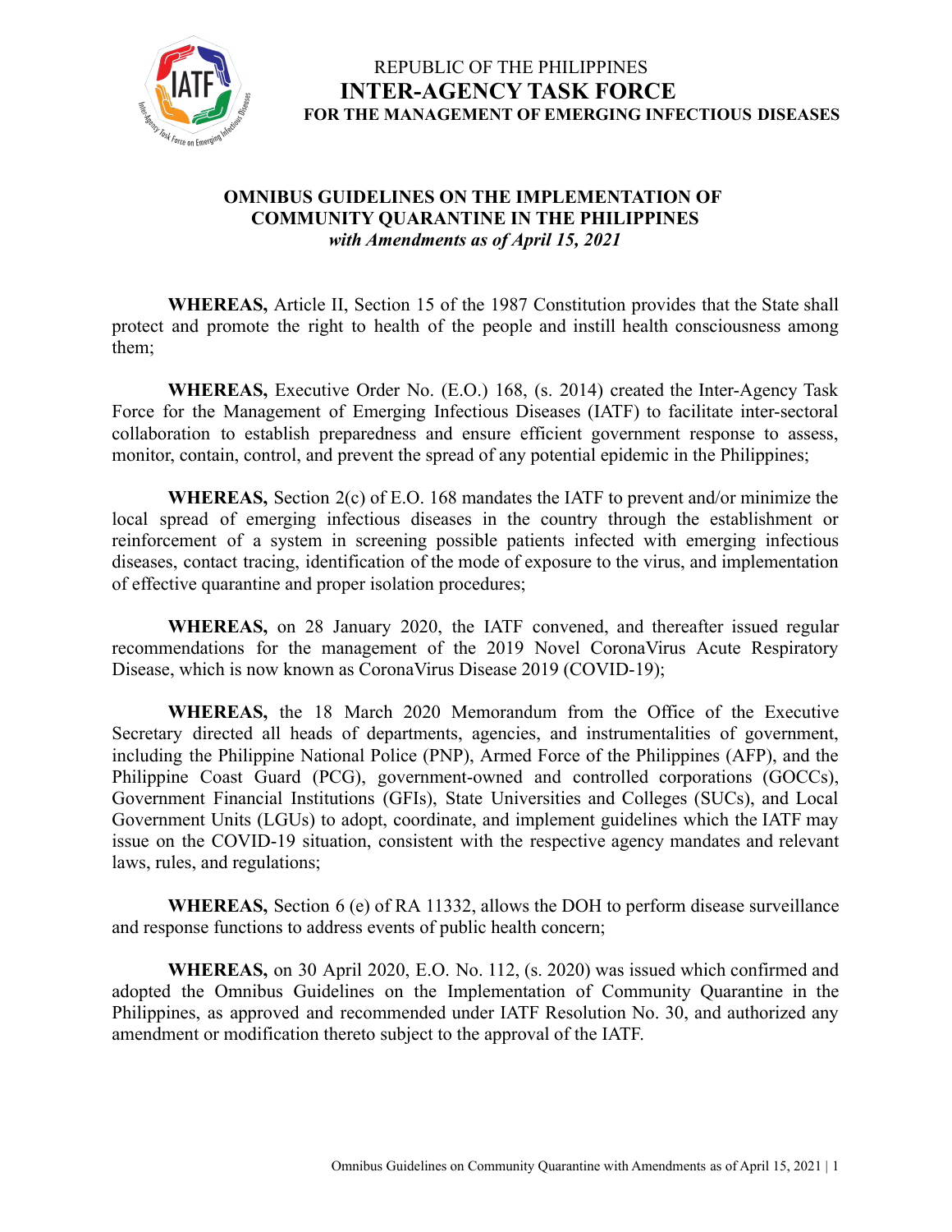REPUBLIC OF THE PHILIPPINES
# INTER-AGENCY TASK FORCE
**FOR THE MANAGEMENT OF EMERGING INFECTIOUS DISEASES**

## OMNIBUS GUIDELINES ON THE IMPLEMENTATION OF COMMUNITY QUARANTINE IN THE PHILIPPINES
***with Amendments as of April 15, 2021***

**WHEREAS,** Article II, Section 15 of the 1987 Constitution provides that the State shall protect and promote the right to health of the people and instill health consciousness among them;

**WHEREAS,** Executive Order No. (E.O.) 168, (s. 2014) created the Inter-Agency Task Force for the Management of Emerging Infectious Diseases (IATF) to facilitate inter-sectoral collaboration to establish preparedness and ensure efficient government response to assess, monitor, contain, control, and prevent the spread of any potential epidemic in the Philippines;

**WHEREAS,** Section 2(c) of E.O. 168 mandates the IATF to prevent and/or minimize the local spread of emerging infectious diseases in the country through the establishment or reinforcement of a system in screening possible patients infected with emerging infectious diseases, contact tracing, identification of the mode of exposure to the virus, and implementation of effective quarantine and proper isolation procedures;

**WHEREAS,** on 28 January 2020, the IATF convened, and thereafter issued regular recommendations for the management of the 2019 Novel CoronaVirus Acute Respiratory Disease, which is now known as CoronaVirus Disease 2019 (COVID-19);

**WHEREAS,** the 18 March 2020 Memorandum from the Office of the Executive Secretary directed all heads of departments, agencies, and instrumentalities of government, including the Philippine National Police (PNP), Armed Force of the Philippines (AFP), and the Philippine Coast Guard (PCG), government-owned and controlled corporations (GOCCs), Government Financial Institutions (GFIs), State Universities and Colleges (SUCs), and Local Government Units (LGUs) to adopt, coordinate, and implement guidelines which the IATF may issue on the COVID-19 situation, consistent with the respective agency mandates and relevant laws, rules, and regulations;

**WHEREAS,** Section 6 (e) of RA 11332, allows the DOH to perform disease surveillance and response functions to address events of public health concern;

**WHEREAS,** on 30 April 2020, E.O. No. 112, (s. 2020) was issued which confirmed and adopted the Omnibus Guidelines on the Implementation of Community Quarantine in the Philippines, as approved and recommended under IATF Resolution No. 30, and authorized any amendment or modification thereto subject to the approval of the IATF.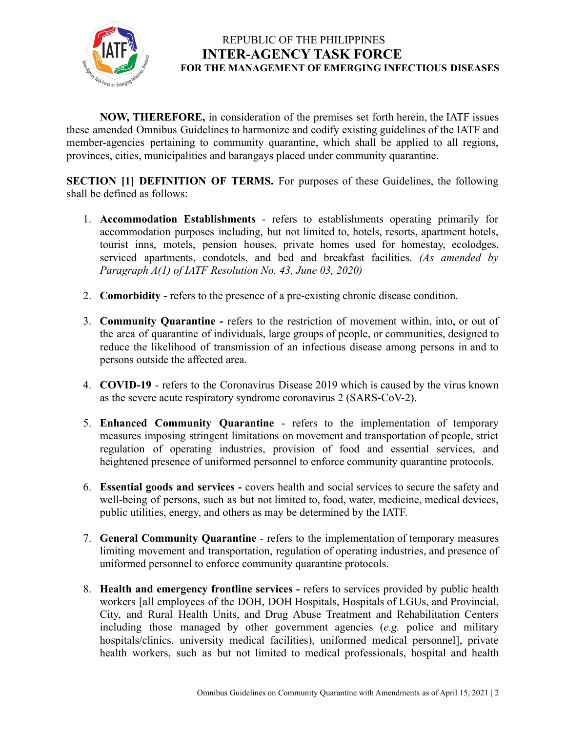**NOW, THEREFORE,** in consideration of the premises set forth herein, the IATF issues these amended Omnibus Guidelines to harmonize and codify existing guidelines of the IATF and member-agencies pertaining to community quarantine, which shall be applied to all regions, provinces, cities, municipalities and barangays placed under community quarantine.

**SECTION [1] DEFINITION OF TERMS.** For purposes of these Guidelines, the following shall be defined as follows:

1. **Accommodation Establishments** - refers to establishments operating primarily for accommodation purposes including, but not limited to, hotels, resorts, apartment hotels, tourist inns, motels, pension houses, private homes used for homestay, ecolodges, serviced apartments, condotels, and bed and breakfast facilities. *(As amended by Paragraph A(1) of IATF Resolution No. 43, June 03, 2020)*

2. **Comorbidity -** refers to the presence of a pre-existing chronic disease condition.

3. **Community Quarantine -** refers to the restriction of movement within, into, or out of the area of quarantine of individuals, large groups of people, or communities, designed to reduce the likelihood of transmission of an infectious disease among persons in and to persons outside the affected area.

4. **COVID-19** - refers to the Coronavirus Disease 2019 which is caused by the virus known as the severe acute respiratory syndrome coronavirus 2 (SARS-CoV-2).

5. **Enhanced Community Quarantine** - refers to the implementation of temporary measures imposing stringent limitations on movement and transportation of people, strict regulation of operating industries, provision of food and essential services, and heightened presence of uniformed personnel to enforce community quarantine protocols.

6. **Essential goods and services -** covers health and social services to secure the safety and well-being of persons, such as but not limited to, food, water, medicine, medical devices, public utilities, energy, and others as may be determined by the IATF.

7. **General Community Quarantine** - refers to the implementation of temporary measures limiting movement and transportation, regulation of operating industries, and presence of uniformed personnel to enforce community quarantine protocols.

8. **Health and emergency frontline services -** refers to services provided by public health workers [all employees of the DOH, DOH Hospitals, Hospitals of LGUs, and Provincial, City, and Rural Health Units, and Drug Abuse Treatment and Rehabilitation Centers including those managed by other government agencies (*e.g.* police and military hospitals/clinics, university medical facilities), uniformed medical personnel], private health workers, such as but not limited to medical professionals, hospital and health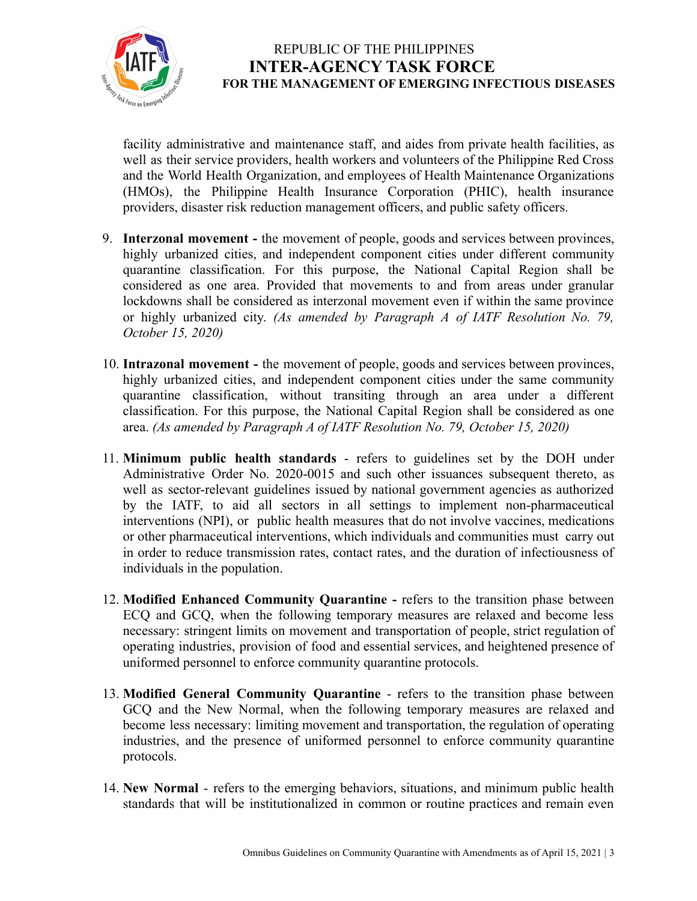facility administrative and maintenance staff, and aides from private health facilities, as well as their service providers, health workers and volunteers of the Philippine Red Cross and the World Health Organization, and employees of Health Maintenance Organizations (HMOs), the Philippine Health Insurance Corporation (PHIC), health insurance providers, disaster risk reduction management officers, and public safety officers.

9. **Interzonal movement -** the movement of people, goods and services between provinces, highly urbanized cities, and independent component cities under different community quarantine classification. For this purpose, the National Capital Region shall be considered as one area. Provided that movements to and from areas under granular lockdowns shall be considered as interzonal movement even if within the same province or highly urbanized city. *(As amended by Paragraph A of IATF Resolution No. 79, October 15, 2020)*

10. **Intrazonal movement -** the movement of people, goods and services between provinces, highly urbanized cities, and independent component cities under the same community quarantine classification, without transiting through an area under a different classification. For this purpose, the National Capital Region shall be considered as one area. *(As amended by Paragraph A of IATF Resolution No. 79, October 15, 2020)*

11. **Minimum public health standards** - refers to guidelines set by the DOH under Administrative Order No. 2020-0015 and such other issuances subsequent thereto, as well as sector-relevant guidelines issued by national government agencies as authorized by the IATF, to aid all sectors in all settings to implement non-pharmaceutical interventions (NPI), or public health measures that do not involve vaccines, medications or other pharmaceutical interventions, which individuals and communities must carry out in order to reduce transmission rates, contact rates, and the duration of infectiousness of individuals in the population.

12. **Modified Enhanced Community Quarantine -** refers to the transition phase between ECQ and GCQ, when the following temporary measures are relaxed and become less necessary: stringent limits on movement and transportation of people, strict regulation of operating industries, provision of food and essential services, and heightened presence of uniformed personnel to enforce community quarantine protocols.

13. **Modified General Community Quarantine** - refers to the transition phase between GCQ and the New Normal, when the following temporary measures are relaxed and become less necessary: limiting movement and transportation, the regulation of operating industries, and the presence of uniformed personnel to enforce community quarantine protocols.

14. **New Normal** - refers to the emerging behaviors, situations, and minimum public health standards that will be institutionalized in common or routine practices and remain even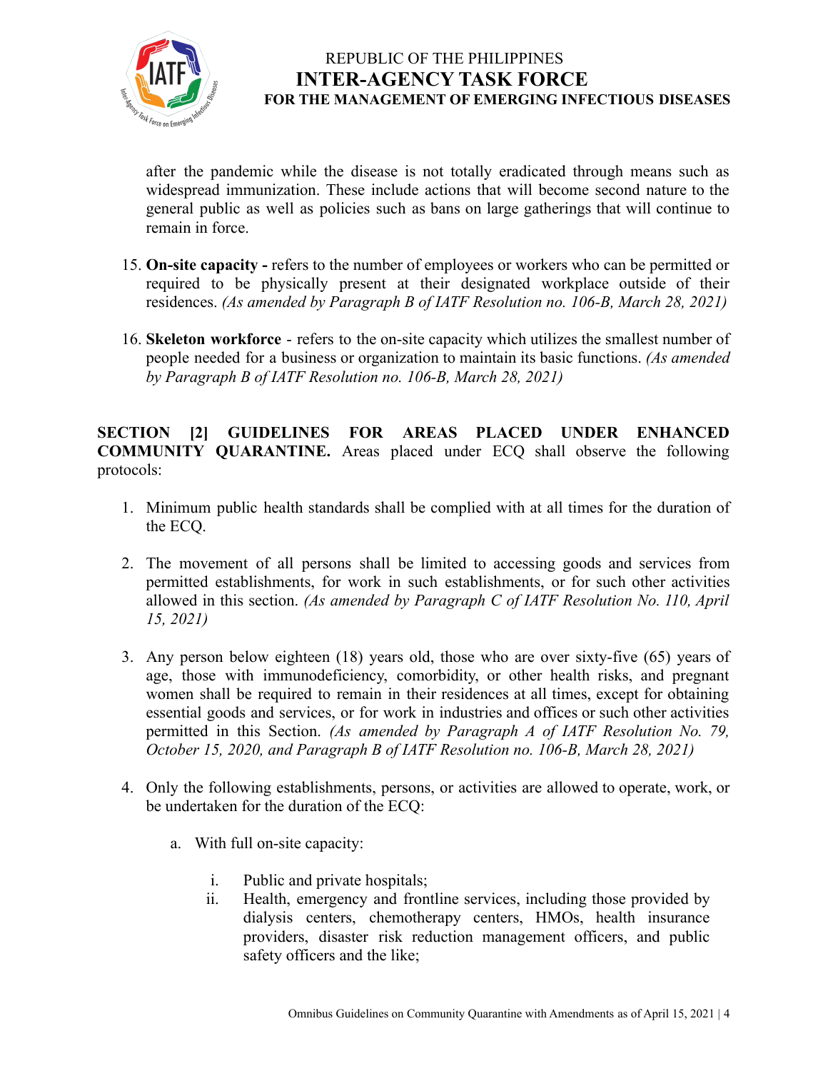after the pandemic while the disease is not totally eradicated through means such as widespread immunization. These include actions that will become second nature to the general public as well as policies such as bans on large gatherings that will continue to remain in force.

15. **On-site capacity -** refers to the number of employees or workers who can be permitted or required to be physically present at their designated workplace outside of their residences. *(As amended by Paragraph B of IATF Resolution no. 106-B, March 28, 2021)*

16. **Skeleton workforce** - refers to the on-site capacity which utilizes the smallest number of people needed for a business or organization to maintain its basic functions. *(As amended by Paragraph B of IATF Resolution no. 106-B, March 28, 2021)*

**SECTION [2] GUIDELINES FOR AREAS PLACED UNDER ENHANCED COMMUNITY QUARANTINE.** Areas placed under ECQ shall observe the following protocols:

1. Minimum public health standards shall be complied with at all times for the duration of the ECQ.

2. The movement of all persons shall be limited to accessing goods and services from permitted establishments, for work in such establishments, or for such other activities allowed in this section. *(As amended by Paragraph C of IATF Resolution No. 110, April 15, 2021)*

3. Any person below eighteen (18) years old, those who are over sixty-five (65) years of age, those with immunodeficiency, comorbidity, or other health risks, and pregnant women shall be required to remain in their residences at all times, except for obtaining essential goods and services, or for work in industries and offices or such other activities permitted in this Section. *(As amended by Paragraph A of IATF Resolution No. 79, October 15, 2020, and Paragraph B of IATF Resolution no. 106-B, March 28, 2021)*

4. Only the following establishments, persons, or activities are allowed to operate, work, or be undertaken for the duration of the ECQ:

   a. With full on-site capacity:

      i. Public and private hospitals;
      ii. Health, emergency and frontline services, including those provided by dialysis centers, chemotherapy centers, HMOs, health insurance providers, disaster risk reduction management officers, and public safety officers and the like;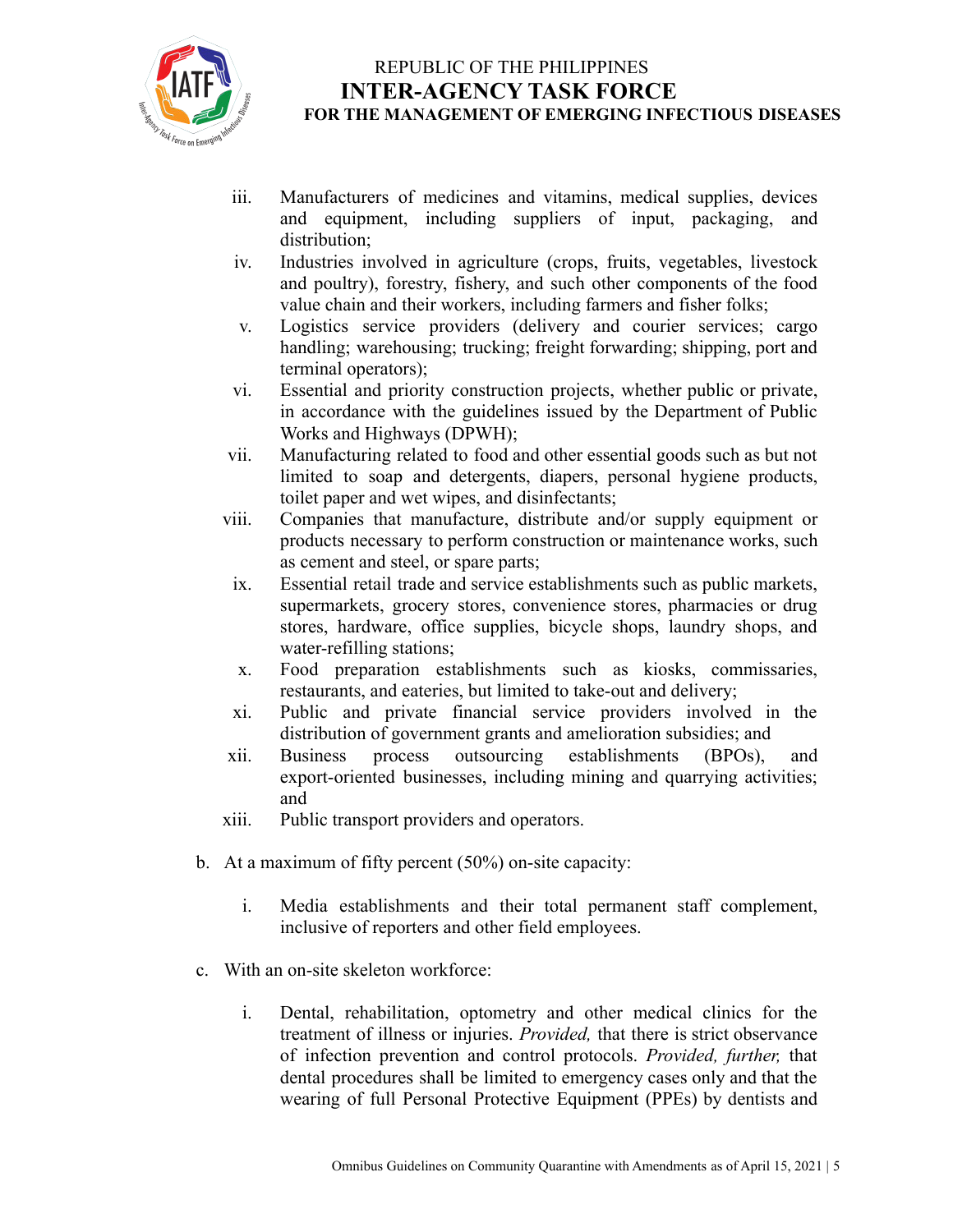iii. Manufacturers of medicines and vitamins, medical supplies, devices and equipment, including suppliers of input, packaging, and distribution;

iv. Industries involved in agriculture (crops, fruits, vegetables, livestock and poultry), forestry, fishery, and such other components of the food value chain and their workers, including farmers and fisher folks;

v. Logistics service providers (delivery and courier services; cargo handling; warehousing; trucking; freight forwarding; shipping, port and terminal operators);

vi. Essential and priority construction projects, whether public or private, in accordance with the guidelines issued by the Department of Public Works and Highways (DPWH);

vii. Manufacturing related to food and other essential goods such as but not limited to soap and detergents, diapers, personal hygiene products, toilet paper and wet wipes, and disinfectants;

viii. Companies that manufacture, distribute and/or supply equipment or products necessary to perform construction or maintenance works, such as cement and steel, or spare parts;

ix. Essential retail trade and service establishments such as public markets, supermarkets, grocery stores, convenience stores, pharmacies or drug stores, hardware, office supplies, bicycle shops, laundry shops, and water-refilling stations;

x. Food preparation establishments such as kiosks, commissaries, restaurants, and eateries, but limited to take-out and delivery;

xi. Public and private financial service providers involved in the distribution of government grants and amelioration subsidies; and

xii. Business process outsourcing establishments (BPOs), and export-oriented businesses, including mining and quarrying activities; and

xiii. Public transport providers and operators.

b. At a maximum of fifty percent (50%) on-site capacity:

i. Media establishments and their total permanent staff complement, inclusive of reporters and other field employees.

c. With an on-site skeleton workforce:

i. Dental, rehabilitation, optometry and other medical clinics for the treatment of illness or injuries. *Provided,* that there is strict observance of infection prevention and control protocols. *Provided, further,* that dental procedures shall be limited to emergency cases only and that the wearing of full Personal Protective Equipment (PPEs) by dentists and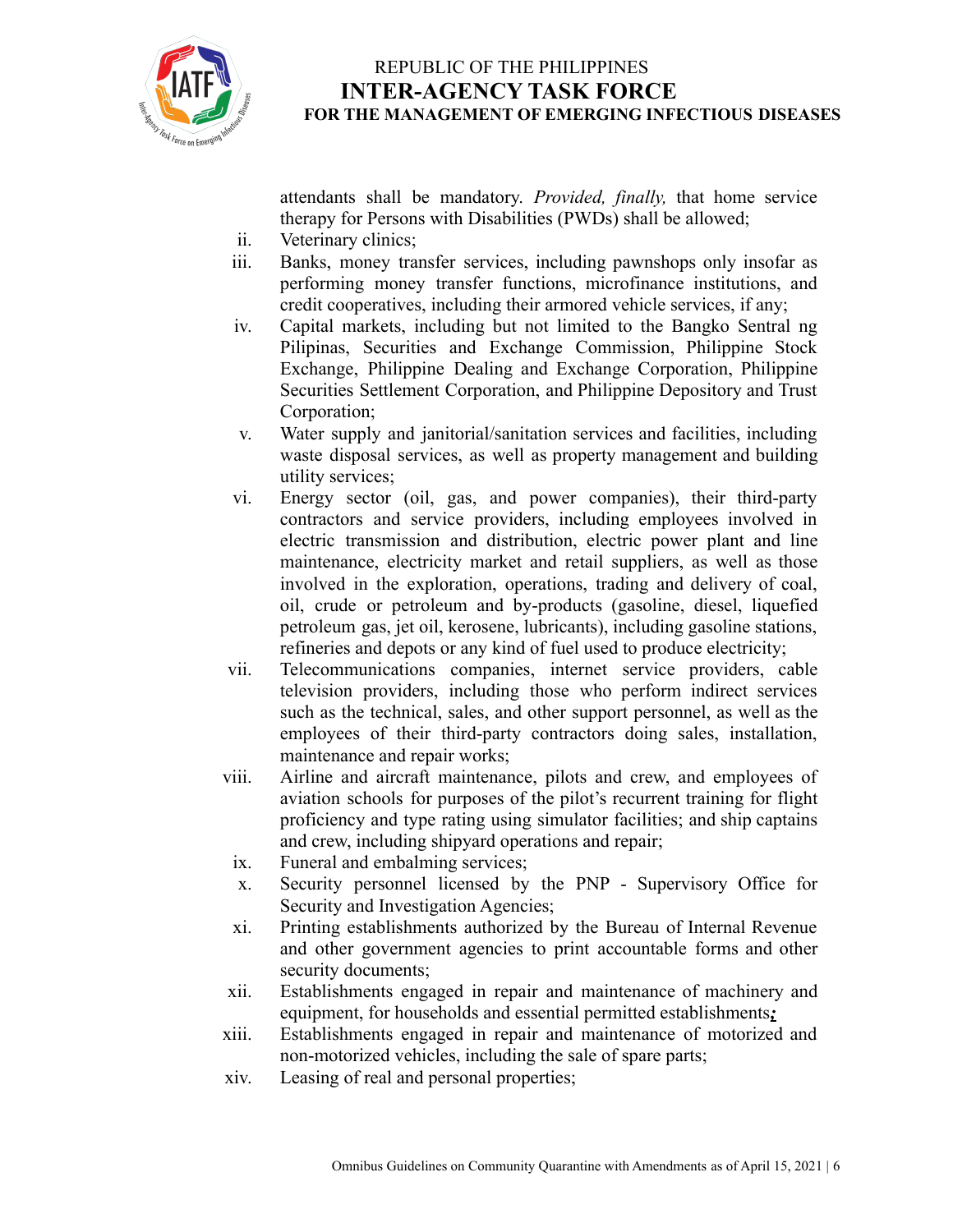attendants shall be mandatory. *Provided, finally,* that home service therapy for Persons with Disabilities (PWDs) shall be allowed;

ii. Veterinary clinics;

iii. Banks, money transfer services, including pawnshops only insofar as performing money transfer functions, microfinance institutions, and credit cooperatives, including their armored vehicle services, if any;

iv. Capital markets, including but not limited to the Bangko Sentral ng Pilipinas, Securities and Exchange Commission, Philippine Stock Exchange, Philippine Dealing and Exchange Corporation, Philippine Securities Settlement Corporation, and Philippine Depository and Trust Corporation;

v. Water supply and janitorial/sanitation services and facilities, including waste disposal services, as well as property management and building utility services;

vi. Energy sector (oil, gas, and power companies), their third-party contractors and service providers, including employees involved in electric transmission and distribution, electric power plant and line maintenance, electricity market and retail suppliers, as well as those involved in the exploration, operations, trading and delivery of coal, oil, crude or petroleum and by-products (gasoline, diesel, liquefied petroleum gas, jet oil, kerosene, lubricants), including gasoline stations, refineries and depots or any kind of fuel used to produce electricity;

vii. Telecommunications companies, internet service providers, cable television providers, including those who perform indirect services such as the technical, sales, and other support personnel, as well as the employees of their third-party contractors doing sales, installation, maintenance and repair works;

viii. Airline and aircraft maintenance, pilots and crew, and employees of aviation schools for purposes of the pilot's recurrent training for flight proficiency and type rating using simulator facilities; and ship captains and crew, including shipyard operations and repair;

ix. Funeral and embalming services;

x. Security personnel licensed by the PNP - Supervisory Office for Security and Investigation Agencies;

xi. Printing establishments authorized by the Bureau of Internal Revenue and other government agencies to print accountable forms and other security documents;

xii. Establishments engaged in repair and maintenance of machinery and equipment, for households and essential permitted establishments***;***

xiii. Establishments engaged in repair and maintenance of motorized and non-motorized vehicles, including the sale of spare parts;

xiv. Leasing of real and personal properties;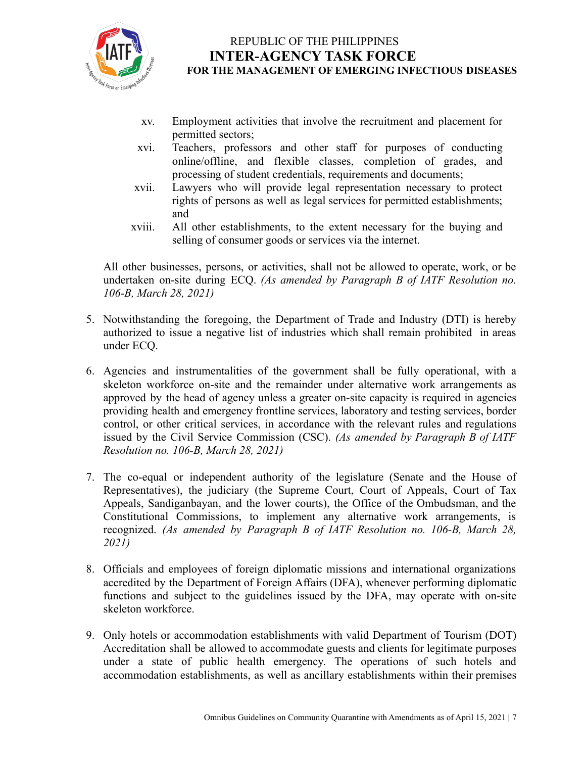xv. Employment activities that involve the recruitment and placement for permitted sectors;

xvi. Teachers, professors and other staff for purposes of conducting online/offline, and flexible classes, completion of grades, and processing of student credentials, requirements and documents;

xvii. Lawyers who will provide legal representation necessary to protect rights of persons as well as legal services for permitted establishments; and

xviii. All other establishments, to the extent necessary for the buying and selling of consumer goods or services via the internet.

All other businesses, persons, or activities, shall not be allowed to operate, work, or be undertaken on-site during ECQ. *(As amended by Paragraph B of IATF Resolution no. 106-B, March 28, 2021)*

5. Notwithstanding the foregoing, the Department of Trade and Industry (DTI) is hereby authorized to issue a negative list of industries which shall remain prohibited in areas under ECQ.

6. Agencies and instrumentalities of the government shall be fully operational, with a skeleton workforce on-site and the remainder under alternative work arrangements as approved by the head of agency unless a greater on-site capacity is required in agencies providing health and emergency frontline services, laboratory and testing services, border control, or other critical services, in accordance with the relevant rules and regulations issued by the Civil Service Commission (CSC). *(As amended by Paragraph B of IATF Resolution no. 106-B, March 28, 2021)*

7. The co-equal or independent authority of the legislature (Senate and the House of Representatives), the judiciary (the Supreme Court, Court of Appeals, Court of Tax Appeals, Sandiganbayan, and the lower courts), the Office of the Ombudsman, and the Constitutional Commissions, to implement any alternative work arrangements, is recognized. *(As amended by Paragraph B of IATF Resolution no. 106-B, March 28, 2021)*

8. Officials and employees of foreign diplomatic missions and international organizations accredited by the Department of Foreign Affairs (DFA), whenever performing diplomatic functions and subject to the guidelines issued by the DFA, may operate with on-site skeleton workforce.

9. Only hotels or accommodation establishments with valid Department of Tourism (DOT) Accreditation shall be allowed to accommodate guests and clients for legitimate purposes under a state of public health emergency. The operations of such hotels and accommodation establishments, as well as ancillary establishments within their premises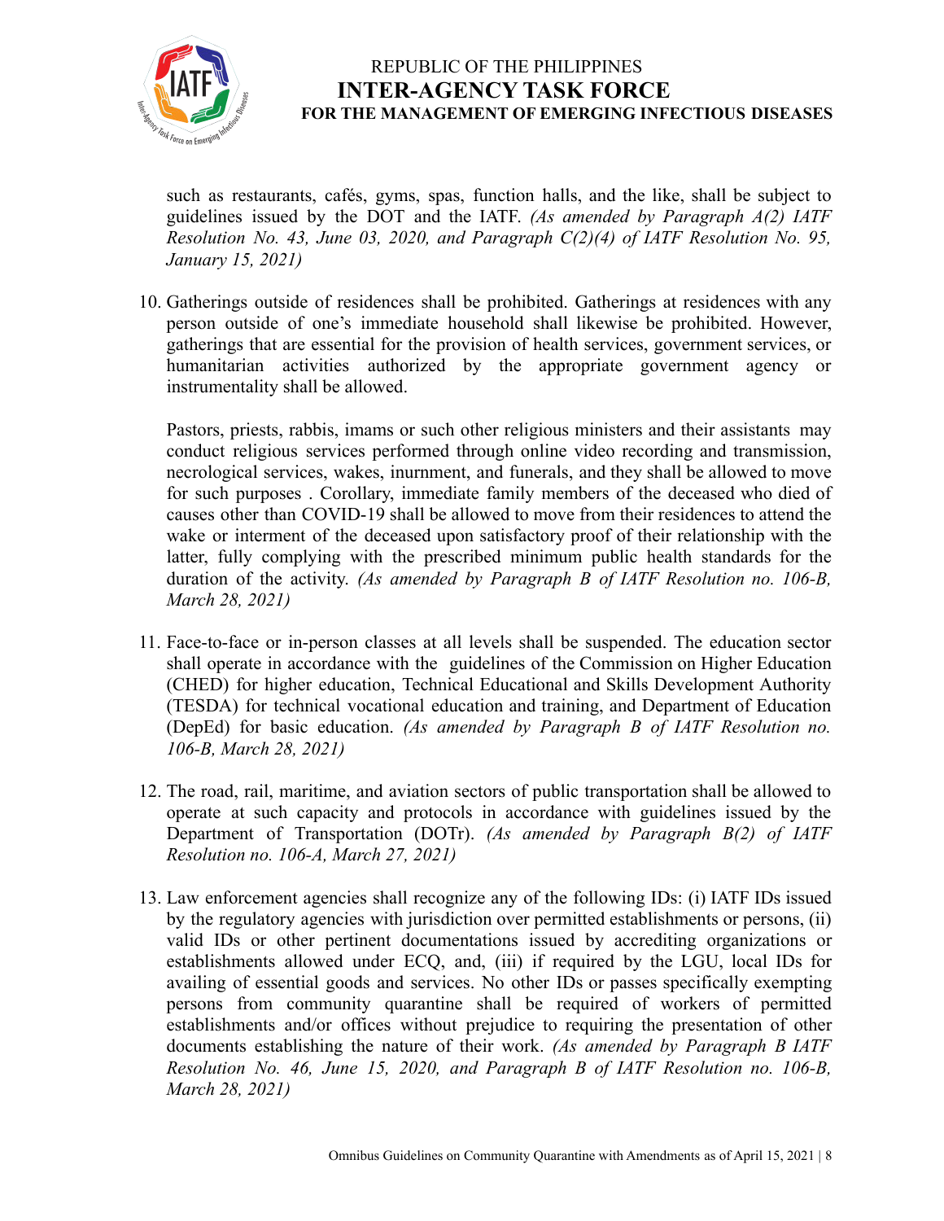such as restaurants, cafés, gyms, spas, function halls, and the like, shall be subject to guidelines issued by the DOT and the IATF. *(As amended by Paragraph A(2) IATF Resolution No. 43, June 03, 2020, and Paragraph C(2)(4) of IATF Resolution No. 95, January 15, 2021)*

10. Gatherings outside of residences shall be prohibited. Gatherings at residences with any person outside of one's immediate household shall likewise be prohibited. However, gatherings that are essential for the provision of health services, government services, or humanitarian activities authorized by the appropriate government agency or instrumentality shall be allowed.

    Pastors, priests, rabbis, imams or such other religious ministers and their assistants may conduct religious services performed through online video recording and transmission, necrological services, wakes, inurnment, and funerals, and they shall be allowed to move for such purposes . Corollary, immediate family members of the deceased who died of causes other than COVID-19 shall be allowed to move from their residences to attend the wake or interment of the deceased upon satisfactory proof of their relationship with the latter, fully complying with the prescribed minimum public health standards for the duration of the activity. *(As amended by Paragraph B of IATF Resolution no. 106-B, March 28, 2021)*

11. Face-to-face or in-person classes at all levels shall be suspended. The education sector shall operate in accordance with the guidelines of the Commission on Higher Education (CHED) for higher education, Technical Educational and Skills Development Authority (TESDA) for technical vocational education and training, and Department of Education (DepEd) for basic education. *(As amended by Paragraph B of IATF Resolution no. 106-B, March 28, 2021)*

12. The road, rail, maritime, and aviation sectors of public transportation shall be allowed to operate at such capacity and protocols in accordance with guidelines issued by the Department of Transportation (DOTr). *(As amended by Paragraph B(2) of IATF Resolution no. 106-A, March 27, 2021)*

13. Law enforcement agencies shall recognize any of the following IDs: (i) IATF IDs issued by the regulatory agencies with jurisdiction over permitted establishments or persons, (ii) valid IDs or other pertinent documentations issued by accrediting organizations or establishments allowed under ECQ, and, (iii) if required by the LGU, local IDs for availing of essential goods and services. No other IDs or passes specifically exempting persons from community quarantine shall be required of workers of permitted establishments and/or offices without prejudice to requiring the presentation of other documents establishing the nature of their work. *(As amended by Paragraph B IATF Resolution No. 46, June 15, 2020, and Paragraph B of IATF Resolution no. 106-B, March 28, 2021)*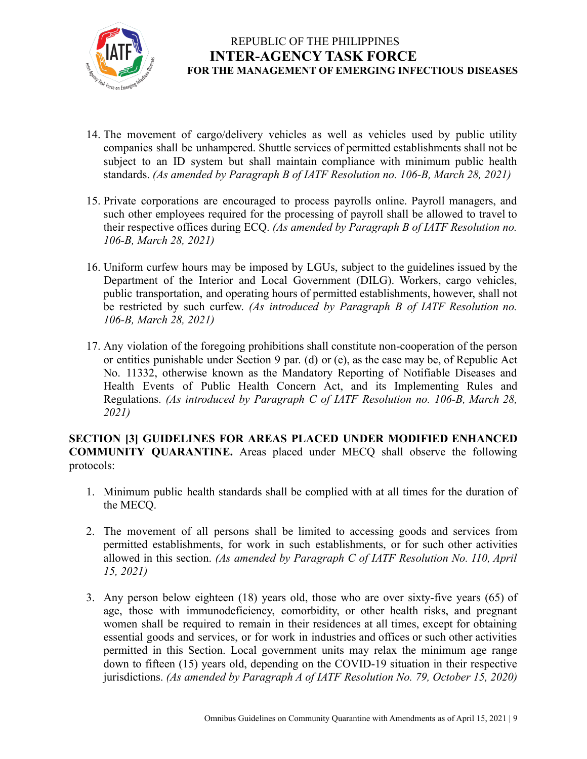14. The movement of cargo/delivery vehicles as well as vehicles used by public utility companies shall be unhampered. Shuttle services of permitted establishments shall not be subject to an ID system but shall maintain compliance with minimum public health standards. *(As amended by Paragraph B of IATF Resolution no. 106-B, March 28, 2021)*

15. Private corporations are encouraged to process payrolls online. Payroll managers, and such other employees required for the processing of payroll shall be allowed to travel to their respective offices during ECQ. *(As amended by Paragraph B of IATF Resolution no. 106-B, March 28, 2021)*

16. Uniform curfew hours may be imposed by LGUs, subject to the guidelines issued by the Department of the Interior and Local Government (DILG). Workers, cargo vehicles, public transportation, and operating hours of permitted establishments, however, shall not be restricted by such curfew. *(As introduced by Paragraph B of IATF Resolution no. 106-B, March 28, 2021)*

17. Any violation of the foregoing prohibitions shall constitute non-cooperation of the person or entities punishable under Section 9 par. (d) or (e), as the case may be, of Republic Act No. 11332, otherwise known as the Mandatory Reporting of Notifiable Diseases and Health Events of Public Health Concern Act, and its Implementing Rules and Regulations. *(As introduced by Paragraph C of IATF Resolution no. 106-B, March 28, 2021)*

**SECTION [3] GUIDELINES FOR AREAS PLACED UNDER MODIFIED ENHANCED COMMUNITY QUARANTINE.** Areas placed under MECQ shall observe the following protocols:

1. Minimum public health standards shall be complied with at all times for the duration of the MECQ.

2. The movement of all persons shall be limited to accessing goods and services from permitted establishments, for work in such establishments, or for such other activities allowed in this section. *(As amended by Paragraph C of IATF Resolution No. 110, April 15, 2021)*

3. Any person below eighteen (18) years old, those who are over sixty-five years (65) of age, those with immunodeficiency, comorbidity, or other health risks, and pregnant women shall be required to remain in their residences at all times, except for obtaining essential goods and services, or for work in industries and offices or such other activities permitted in this Section. Local government units may relax the minimum age range down to fifteen (15) years old, depending on the COVID-19 situation in their respective jurisdictions. *(As amended by Paragraph A of IATF Resolution No. 79, October 15, 2020)*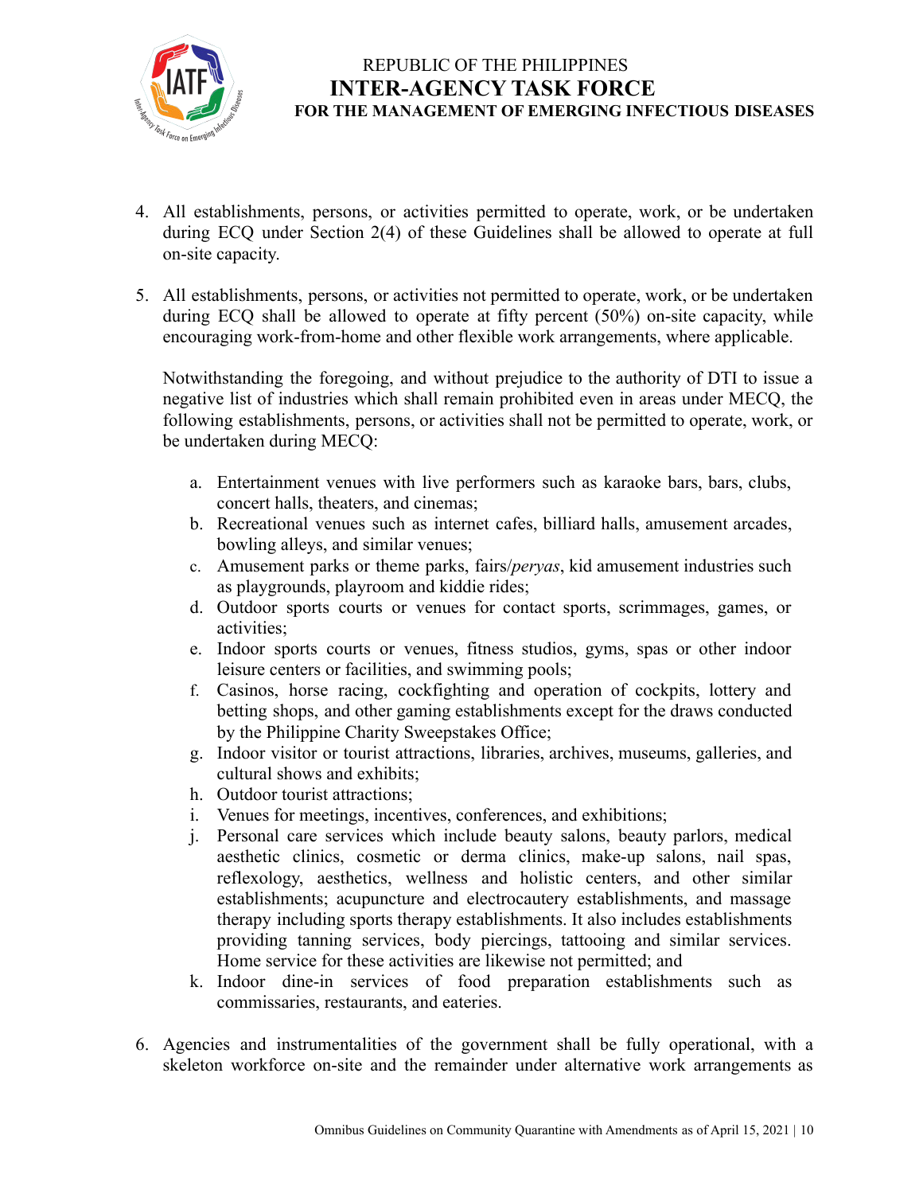4. All establishments, persons, or activities permitted to operate, work, or be undertaken during ECQ under Section 2(4) of these Guidelines shall be allowed to operate at full on-site capacity.

5. All establishments, persons, or activities not permitted to operate, work, or be undertaken during ECQ shall be allowed to operate at fifty percent (50%) on-site capacity, while encouraging work-from-home and other flexible work arrangements, where applicable.

   Notwithstanding the foregoing, and without prejudice to the authority of DTI to issue a negative list of industries which shall remain prohibited even in areas under MECQ, the following establishments, persons, or activities shall not be permitted to operate, work, or be undertaken during MECQ:

   a. Entertainment venues with live performers such as karaoke bars, bars, clubs, concert halls, theaters, and cinemas;
   b. Recreational venues such as internet cafes, billiard halls, amusement arcades, bowling alleys, and similar venues;
   c. Amusement parks or theme parks, fairs/*peryas*, kid amusement industries such as playgrounds, playroom and kiddie rides;
   d. Outdoor sports courts or venues for contact sports, scrimmages, games, or activities;
   e. Indoor sports courts or venues, fitness studios, gyms, spas or other indoor leisure centers or facilities, and swimming pools;
   f. Casinos, horse racing, cockfighting and operation of cockpits, lottery and betting shops, and other gaming establishments except for the draws conducted by the Philippine Charity Sweepstakes Office;
   g. Indoor visitor or tourist attractions, libraries, archives, museums, galleries, and cultural shows and exhibits;
   h. Outdoor tourist attractions;
   i. Venues for meetings, incentives, conferences, and exhibitions;
   j. Personal care services which include beauty salons, beauty parlors, medical aesthetic clinics, cosmetic or derma clinics, make-up salons, nail spas, reflexology, aesthetics, wellness and holistic centers, and other similar establishments; acupuncture and electrocautery establishments, and massage therapy including sports therapy establishments. It also includes establishments providing tanning services, body piercings, tattooing and similar services. Home service for these activities are likewise not permitted; and
   k. Indoor dine-in services of food preparation establishments such as commissaries, restaurants, and eateries.

6. Agencies and instrumentalities of the government shall be fully operational, with a skeleton workforce on-site and the remainder under alternative work arrangements as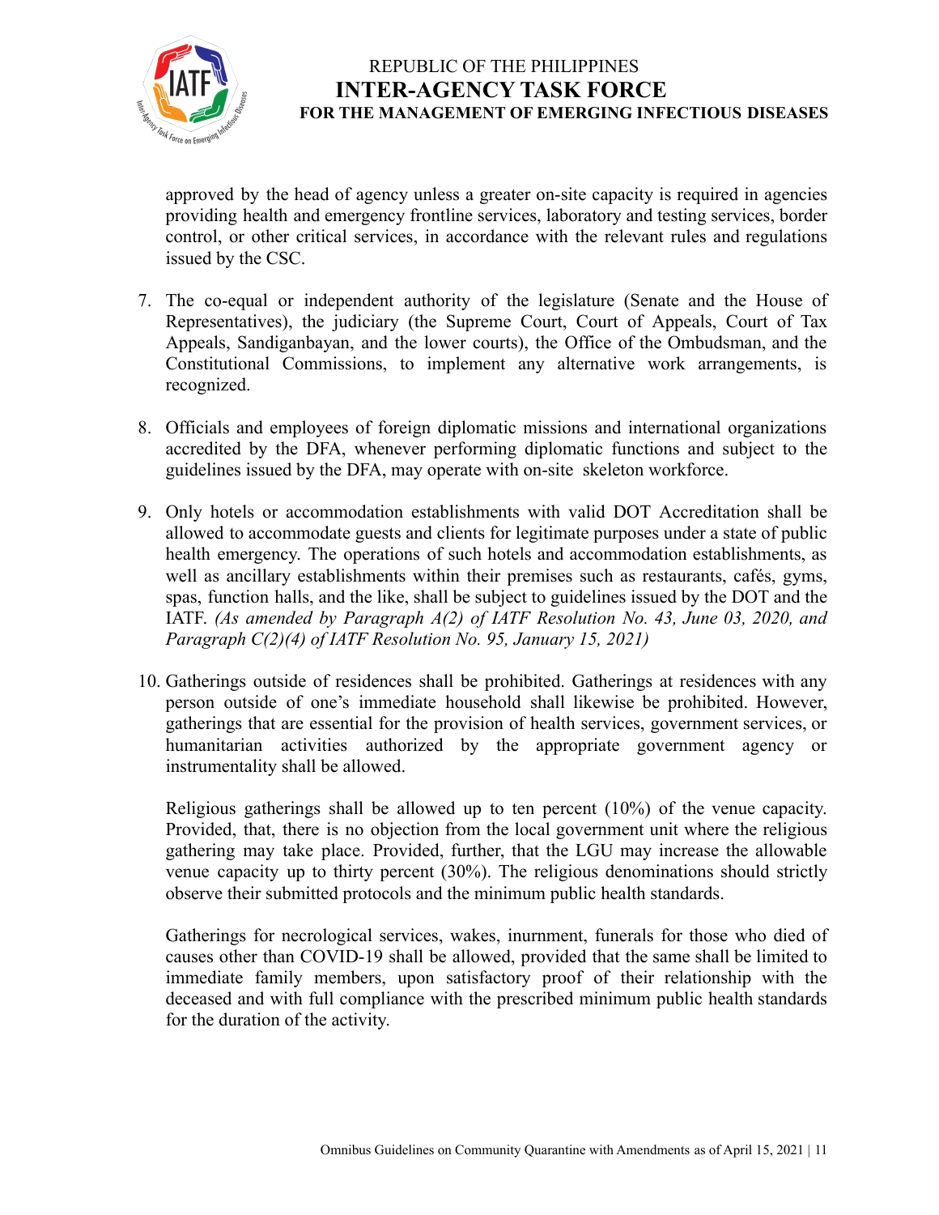approved by the head of agency unless a greater on-site capacity is required in agencies providing health and emergency frontline services, laboratory and testing services, border control, or other critical services, in accordance with the relevant rules and regulations issued by the CSC.

7. The co-equal or independent authority of the legislature (Senate and the House of Representatives), the judiciary (the Supreme Court, Court of Appeals, Court of Tax Appeals, Sandiganbayan, and the lower courts), the Office of the Ombudsman, and the Constitutional Commissions, to implement any alternative work arrangements, is recognized.

8. Officials and employees of foreign diplomatic missions and international organizations accredited by the DFA, whenever performing diplomatic functions and subject to the guidelines issued by the DFA, may operate with on-site skeleton workforce.

9. Only hotels or accommodation establishments with valid DOT Accreditation shall be allowed to accommodate guests and clients for legitimate purposes under a state of public health emergency. The operations of such hotels and accommodation establishments, as well as ancillary establishments within their premises such as restaurants, cafés, gyms, spas, function halls, and the like, shall be subject to guidelines issued by the DOT and the IATF. *(As amended by Paragraph A(2) of IATF Resolution No. 43, June 03, 2020, and Paragraph C(2)(4) of IATF Resolution No. 95, January 15, 2021)*

10. Gatherings outside of residences shall be prohibited. Gatherings at residences with any person outside of one's immediate household shall likewise be prohibited. However, gatherings that are essential for the provision of health services, government services, or humanitarian activities authorized by the appropriate government agency or instrumentality shall be allowed.

    Religious gatherings shall be allowed up to ten percent (10%) of the venue capacity. Provided, that, there is no objection from the local government unit where the religious gathering may take place. Provided, further, that the LGU may increase the allowable venue capacity up to thirty percent (30%). The religious denominations should strictly observe their submitted protocols and the minimum public health standards.

    Gatherings for necrological services, wakes, inurnment, funerals for those who died of causes other than COVID-19 shall be allowed, provided that the same shall be limited to immediate family members, upon satisfactory proof of their relationship with the deceased and with full compliance with the prescribed minimum public health standards for the duration of the activity.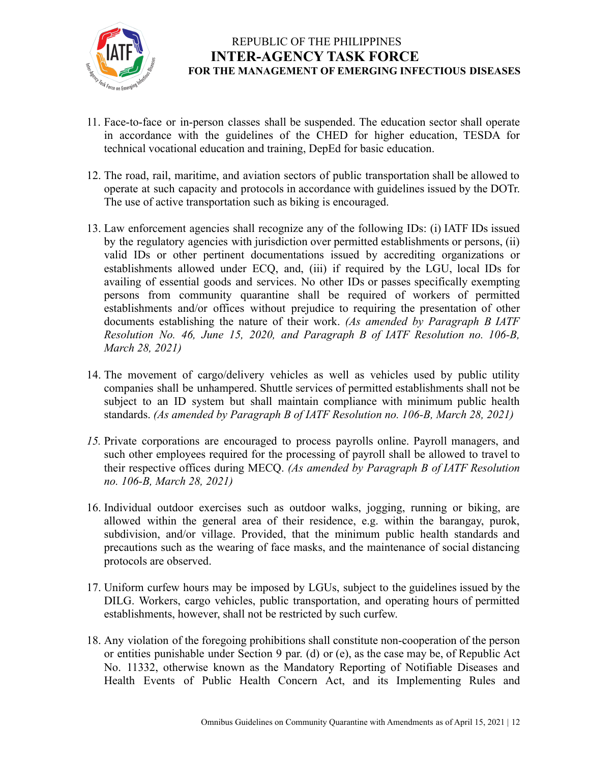11. Face-to-face or in-person classes shall be suspended. The education sector shall operate in accordance with the guidelines of the CHED for higher education, TESDA for technical vocational education and training, DepEd for basic education.

12. The road, rail, maritime, and aviation sectors of public transportation shall be allowed to operate at such capacity and protocols in accordance with guidelines issued by the DOTr. The use of active transportation such as biking is encouraged.

13. Law enforcement agencies shall recognize any of the following IDs: (i) IATF IDs issued by the regulatory agencies with jurisdiction over permitted establishments or persons, (ii) valid IDs or other pertinent documentations issued by accrediting organizations or establishments allowed under ECQ, and, (iii) if required by the LGU, local IDs for availing of essential goods and services. No other IDs or passes specifically exempting persons from community quarantine shall be required of workers of permitted establishments and/or offices without prejudice to requiring the presentation of other documents establishing the nature of their work. *(As amended by Paragraph B IATF Resolution No. 46, June 15, 2020, and Paragraph B of IATF Resolution no. 106-B, March 28, 2021)*

14. The movement of cargo/delivery vehicles as well as vehicles used by public utility companies shall be unhampered. Shuttle services of permitted establishments shall not be subject to an ID system but shall maintain compliance with minimum public health standards. *(As amended by Paragraph B of IATF Resolution no. 106-B, March 28, 2021)*

15. Private corporations are encouraged to process payrolls online. Payroll managers, and such other employees required for the processing of payroll shall be allowed to travel to their respective offices during MECQ. *(As amended by Paragraph B of IATF Resolution no. 106-B, March 28, 2021)*

16. Individual outdoor exercises such as outdoor walks, jogging, running or biking, are allowed within the general area of their residence, e.g. within the barangay, purok, subdivision, and/or village. Provided, that the minimum public health standards and precautions such as the wearing of face masks, and the maintenance of social distancing protocols are observed.

17. Uniform curfew hours may be imposed by LGUs, subject to the guidelines issued by the DILG. Workers, cargo vehicles, public transportation, and operating hours of permitted establishments, however, shall not be restricted by such curfew.

18. Any violation of the foregoing prohibitions shall constitute non-cooperation of the person or entities punishable under Section 9 par. (d) or (e), as the case may be, of Republic Act No. 11332, otherwise known as the Mandatory Reporting of Notifiable Diseases and Health Events of Public Health Concern Act, and its Implementing Rules and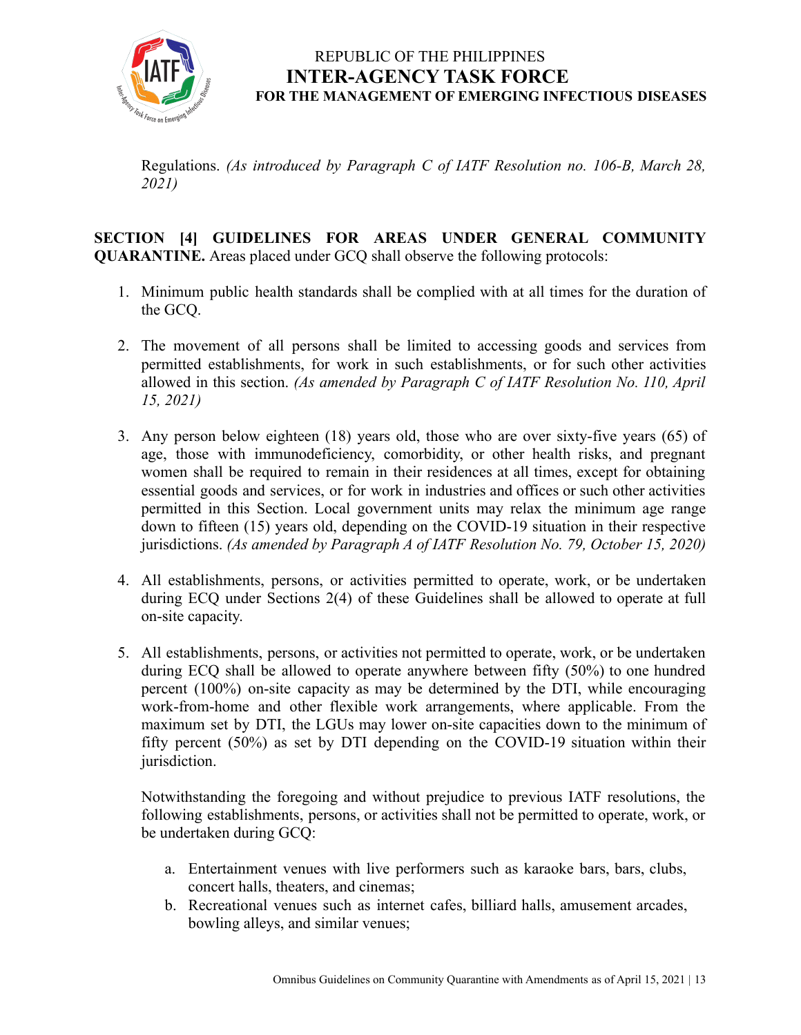Regulations. *(As introduced by Paragraph C of IATF Resolution no. 106-B, March 28, 2021)*

**SECTION [4] GUIDELINES FOR AREAS UNDER GENERAL COMMUNITY QUARANTINE.** Areas placed under GCQ shall observe the following protocols:

1. Minimum public health standards shall be complied with at all times for the duration of the GCQ.

2. The movement of all persons shall be limited to accessing goods and services from permitted establishments, for work in such establishments, or for such other activities allowed in this section. *(As amended by Paragraph C of IATF Resolution No. 110, April 15, 2021)*

3. Any person below eighteen (18) years old, those who are over sixty-five years (65) of age, those with immunodeficiency, comorbidity, or other health risks, and pregnant women shall be required to remain in their residences at all times, except for obtaining essential goods and services, or for work in industries and offices or such other activities permitted in this Section. Local government units may relax the minimum age range down to fifteen (15) years old, depending on the COVID-19 situation in their respective jurisdictions. *(As amended by Paragraph A of IATF Resolution No. 79, October 15, 2020)*

4. All establishments, persons, or activities permitted to operate, work, or be undertaken during ECQ under Sections 2(4) of these Guidelines shall be allowed to operate at full on-site capacity.

5. All establishments, persons, or activities not permitted to operate, work, or be undertaken during ECQ shall be allowed to operate anywhere between fifty (50%) to one hundred percent (100%) on-site capacity as may be determined by the DTI, while encouraging work-from-home and other flexible work arrangements, where applicable. From the maximum set by DTI, the LGUs may lower on-site capacities down to the minimum of fifty percent (50%) as set by DTI depending on the COVID-19 situation within their jurisdiction.

   Notwithstanding the foregoing and without prejudice to previous IATF resolutions, the following establishments, persons, or activities shall not be permitted to operate, work, or be undertaken during GCQ:

   a. Entertainment venues with live performers such as karaoke bars, bars, clubs, concert halls, theaters, and cinemas;
   b. Recreational venues such as internet cafes, billiard halls, amusement arcades, bowling alleys, and similar venues;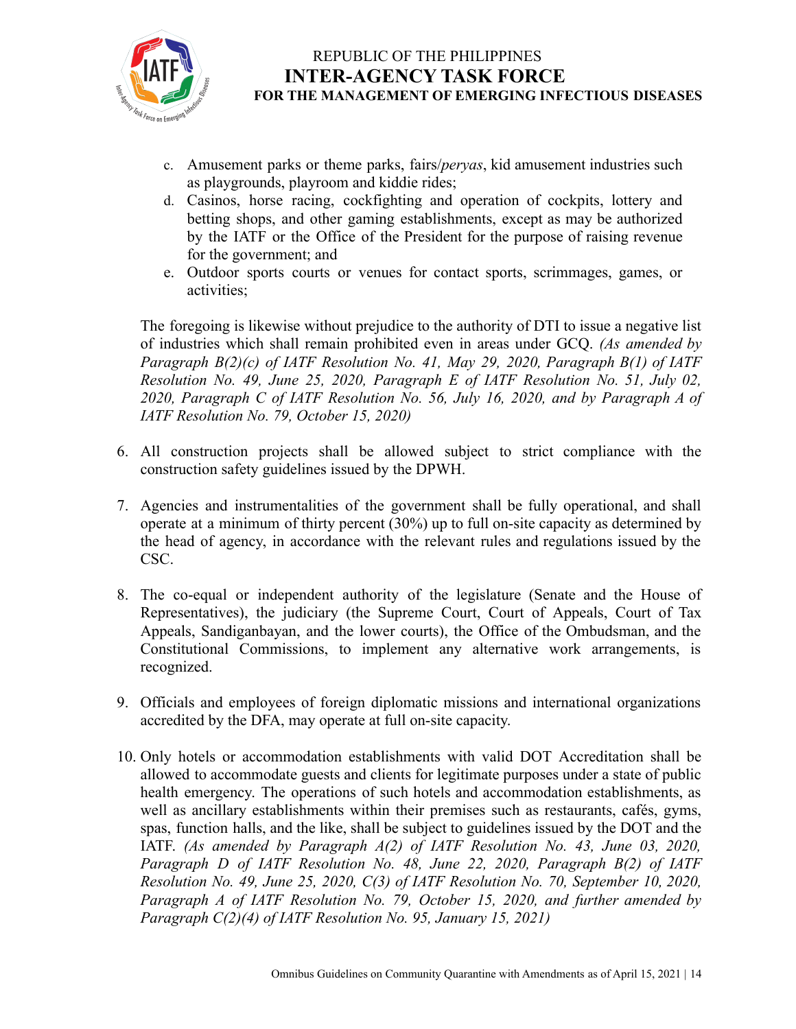c. Amusement parks or theme parks, fairs/*peryas*, kid amusement industries such as playgrounds, playroom and kiddie rides;
d. Casinos, horse racing, cockfighting and operation of cockpits, lottery and betting shops, and other gaming establishments, except as may be authorized by the IATF or the Office of the President for the purpose of raising revenue for the government; and
e. Outdoor sports courts or venues for contact sports, scrimmages, games, or activities;

The foregoing is likewise without prejudice to the authority of DTI to issue a negative list of industries which shall remain prohibited even in areas under GCQ. *(As amended by Paragraph B(2)(c) of IATF Resolution No. 41, May 29, 2020, Paragraph B(1) of IATF Resolution No. 49, June 25, 2020, Paragraph E of IATF Resolution No. 51, July 02, 2020, Paragraph C of IATF Resolution No. 56, July 16, 2020, and by Paragraph A of IATF Resolution No. 79, October 15, 2020)*

6. All construction projects shall be allowed subject to strict compliance with the construction safety guidelines issued by the DPWH.

7. Agencies and instrumentalities of the government shall be fully operational, and shall operate at a minimum of thirty percent (30%) up to full on-site capacity as determined by the head of agency, in accordance with the relevant rules and regulations issued by the CSC.

8. The co-equal or independent authority of the legislature (Senate and the House of Representatives), the judiciary (the Supreme Court, Court of Appeals, Court of Tax Appeals, Sandiganbayan, and the lower courts), the Office of the Ombudsman, and the Constitutional Commissions, to implement any alternative work arrangements, is recognized.

9. Officials and employees of foreign diplomatic missions and international organizations accredited by the DFA, may operate at full on-site capacity.

10. Only hotels or accommodation establishments with valid DOT Accreditation shall be allowed to accommodate guests and clients for legitimate purposes under a state of public health emergency. The operations of such hotels and accommodation establishments, as well as ancillary establishments within their premises such as restaurants, cafés, gyms, spas, function halls, and the like, shall be subject to guidelines issued by the DOT and the IATF. *(As amended by Paragraph A(2) of IATF Resolution No. 43, June 03, 2020, Paragraph D of IATF Resolution No. 48, June 22, 2020, Paragraph B(2) of IATF Resolution No. 49, June 25, 2020, C(3) of IATF Resolution No. 70, September 10, 2020, Paragraph A of IATF Resolution No. 79, October 15, 2020, and further amended by Paragraph C(2)(4) of IATF Resolution No. 95, January 15, 2021)*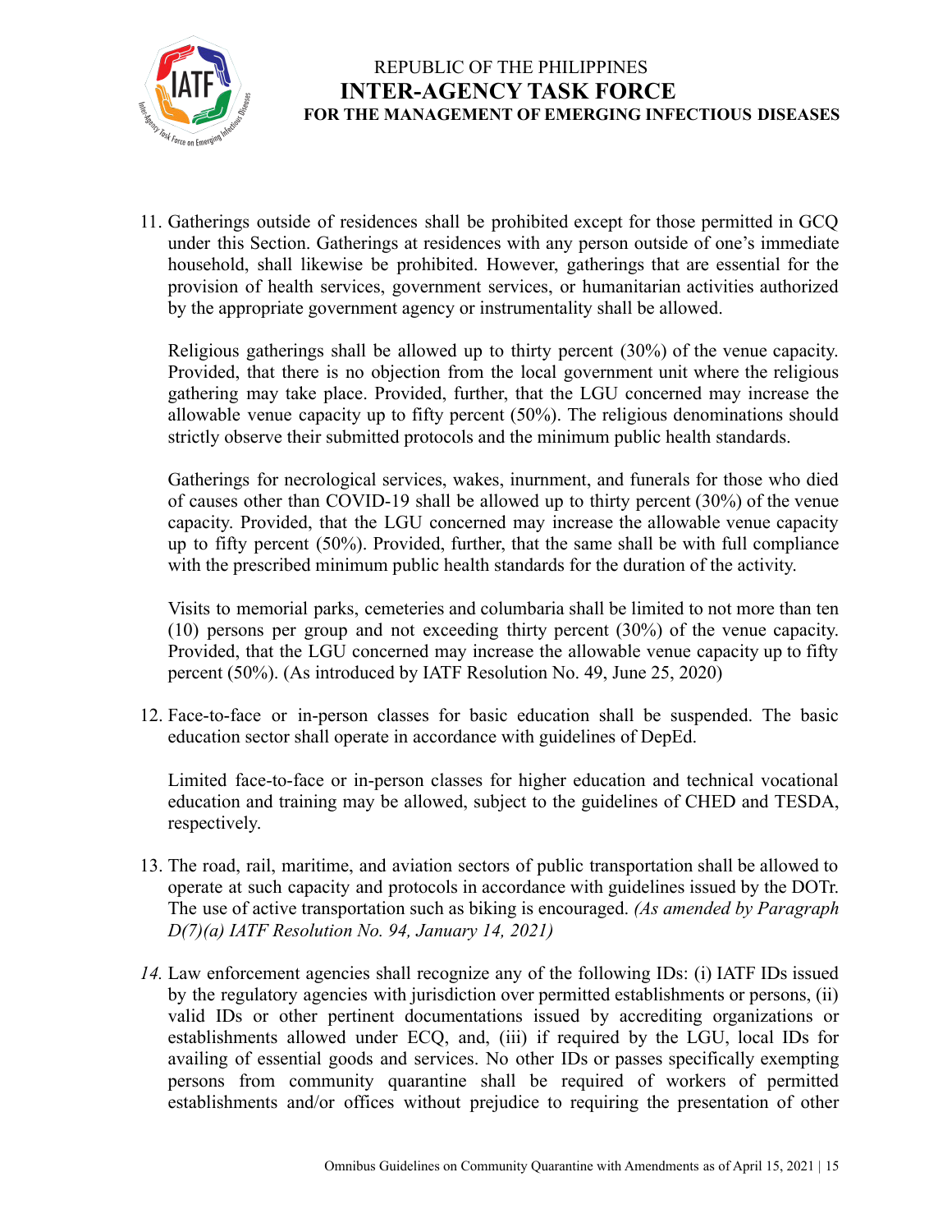11. Gatherings outside of residences shall be prohibited except for those permitted in GCQ under this Section. Gatherings at residences with any person outside of one's immediate household, shall likewise be prohibited. However, gatherings that are essential for the provision of health services, government services, or humanitarian activities authorized by the appropriate government agency or instrumentality shall be allowed.

    Religious gatherings shall be allowed up to thirty percent (30%) of the venue capacity. Provided, that there is no objection from the local government unit where the religious gathering may take place. Provided, further, that the LGU concerned may increase the allowable venue capacity up to fifty percent (50%). The religious denominations should strictly observe their submitted protocols and the minimum public health standards.

    Gatherings for necrological services, wakes, inurnment, and funerals for those who died of causes other than COVID-19 shall be allowed up to thirty percent (30%) of the venue capacity. Provided, that the LGU concerned may increase the allowable venue capacity up to fifty percent (50%). Provided, further, that the same shall be with full compliance with the prescribed minimum public health standards for the duration of the activity.

    Visits to memorial parks, cemeteries and columbaria shall be limited to not more than ten (10) persons per group and not exceeding thirty percent (30%) of the venue capacity. Provided, that the LGU concerned may increase the allowable venue capacity up to fifty percent (50%). (As introduced by IATF Resolution No. 49, June 25, 2020)

12. Face-to-face or in-person classes for basic education shall be suspended. The basic education sector shall operate in accordance with guidelines of DepEd.

    Limited face-to-face or in-person classes for higher education and technical vocational education and training may be allowed, subject to the guidelines of CHED and TESDA, respectively.

13. The road, rail, maritime, and aviation sectors of public transportation shall be allowed to operate at such capacity and protocols in accordance with guidelines issued by the DOTr. The use of active transportation such as biking is encouraged. *(As amended by Paragraph D(7)(a) IATF Resolution No. 94, January 14, 2021)*

14. Law enforcement agencies shall recognize any of the following IDs: (i) IATF IDs issued by the regulatory agencies with jurisdiction over permitted establishments or persons, (ii) valid IDs or other pertinent documentations issued by accrediting organizations or establishments allowed under ECQ, and, (iii) if required by the LGU, local IDs for availing of essential goods and services. No other IDs or passes specifically exempting persons from community quarantine shall be required of workers of permitted establishments and/or offices without prejudice to requiring the presentation of other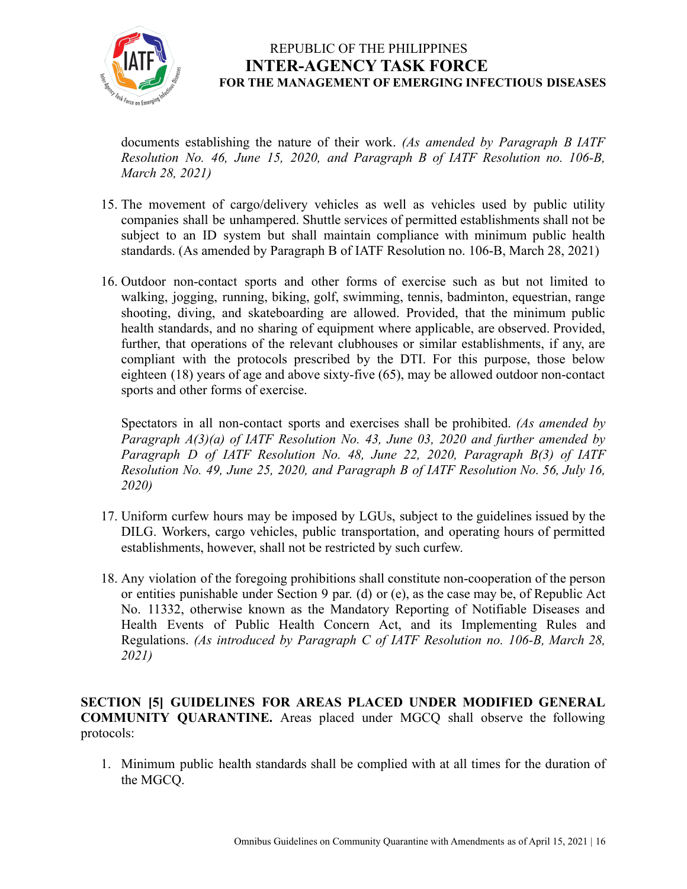documents establishing the nature of their work. *(As amended by Paragraph B IATF Resolution No. 46, June 15, 2020, and Paragraph B of IATF Resolution no. 106-B, March 28, 2021)*

15. The movement of cargo/delivery vehicles as well as vehicles used by public utility companies shall be unhampered. Shuttle services of permitted establishments shall not be subject to an ID system but shall maintain compliance with minimum public health standards. (As amended by Paragraph B of IATF Resolution no. 106-B, March 28, 2021)

16. Outdoor non-contact sports and other forms of exercise such as but not limited to walking, jogging, running, biking, golf, swimming, tennis, badminton, equestrian, range shooting, diving, and skateboarding are allowed. Provided, that the minimum public health standards, and no sharing of equipment where applicable, are observed. Provided, further, that operations of the relevant clubhouses or similar establishments, if any, are compliant with the protocols prescribed by the DTI. For this purpose, those below eighteen (18) years of age and above sixty-five (65), may be allowed outdoor non-contact sports and other forms of exercise.

    Spectators in all non-contact sports and exercises shall be prohibited. *(As amended by Paragraph A(3)(a) of IATF Resolution No. 43, June 03, 2020 and further amended by Paragraph D of IATF Resolution No. 48, June 22, 2020, Paragraph B(3) of IATF Resolution No. 49, June 25, 2020, and Paragraph B of IATF Resolution No. 56, July 16, 2020)*

17. Uniform curfew hours may be imposed by LGUs, subject to the guidelines issued by the DILG. Workers, cargo vehicles, public transportation, and operating hours of permitted establishments, however, shall not be restricted by such curfew.

18. Any violation of the foregoing prohibitions shall constitute non-cooperation of the person or entities punishable under Section 9 par. (d) or (e), as the case may be, of Republic Act No. 11332, otherwise known as the Mandatory Reporting of Notifiable Diseases and Health Events of Public Health Concern Act, and its Implementing Rules and Regulations. *(As introduced by Paragraph C of IATF Resolution no. 106-B, March 28, 2021)*

**SECTION [5] GUIDELINES FOR AREAS PLACED UNDER MODIFIED GENERAL COMMUNITY QUARANTINE.** Areas placed under MGCQ shall observe the following protocols:

1. Minimum public health standards shall be complied with at all times for the duration of the MGCQ.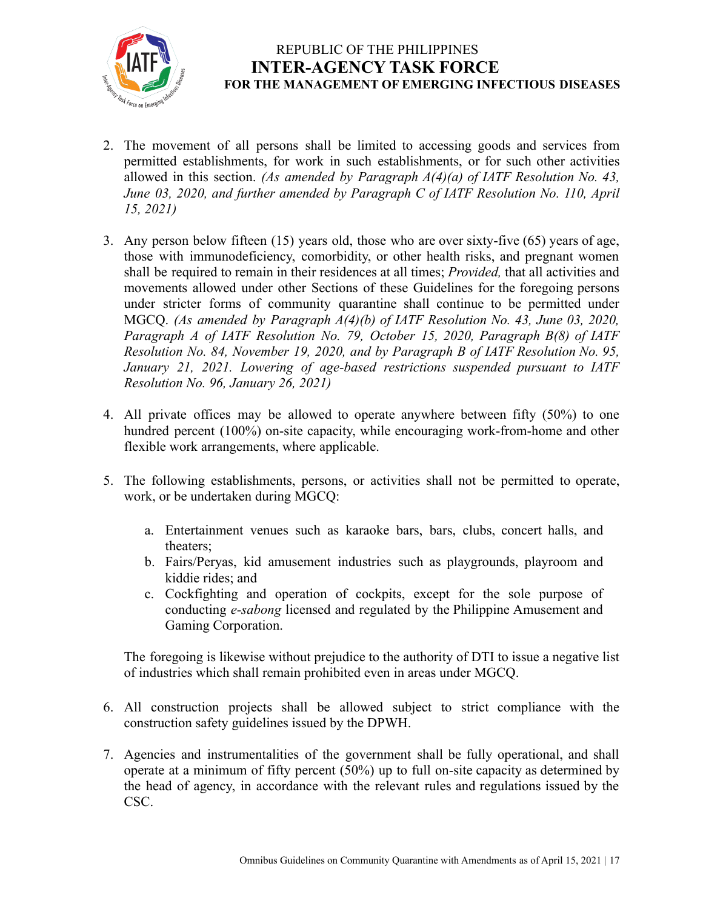2. The movement of all persons shall be limited to accessing goods and services from permitted establishments, for work in such establishments, or for such other activities allowed in this section. *(As amended by Paragraph A(4)(a) of IATF Resolution No. 43, June 03, 2020, and further amended by Paragraph C of IATF Resolution No. 110, April 15, 2021)*

3. Any person below fifteen (15) years old, those who are over sixty-five (65) years of age, those with immunodeficiency, comorbidity, or other health risks, and pregnant women shall be required to remain in their residences at all times; *Provided,* that all activities and movements allowed under other Sections of these Guidelines for the foregoing persons under stricter forms of community quarantine shall continue to be permitted under MGCQ. *(As amended by Paragraph A(4)(b) of IATF Resolution No. 43, June 03, 2020, Paragraph A of IATF Resolution No. 79, October 15, 2020, Paragraph B(8) of IATF Resolution No. 84, November 19, 2020, and by Paragraph B of IATF Resolution No. 95, January 21, 2021. Lowering of age-based restrictions suspended pursuant to IATF Resolution No. 96, January 26, 2021)*

4. All private offices may be allowed to operate anywhere between fifty (50%) to one hundred percent (100%) on-site capacity, while encouraging work-from-home and other flexible work arrangements, where applicable.

5. The following establishments, persons, or activities shall not be permitted to operate, work, or be undertaken during MGCQ:

   a. Entertainment venues such as karaoke bars, bars, clubs, concert halls, and theaters;
   b. Fairs/Peryas, kid amusement industries such as playgrounds, playroom and kiddie rides; and
   c. Cockfighting and operation of cockpits, except for the sole purpose of conducting *e-sabong* licensed and regulated by the Philippine Amusement and Gaming Corporation.

   The foregoing is likewise without prejudice to the authority of DTI to issue a negative list of industries which shall remain prohibited even in areas under MGCQ.

6. All construction projects shall be allowed subject to strict compliance with the construction safety guidelines issued by the DPWH.

7. Agencies and instrumentalities of the government shall be fully operational, and shall operate at a minimum of fifty percent (50%) up to full on-site capacity as determined by the head of agency, in accordance with the relevant rules and regulations issued by the CSC.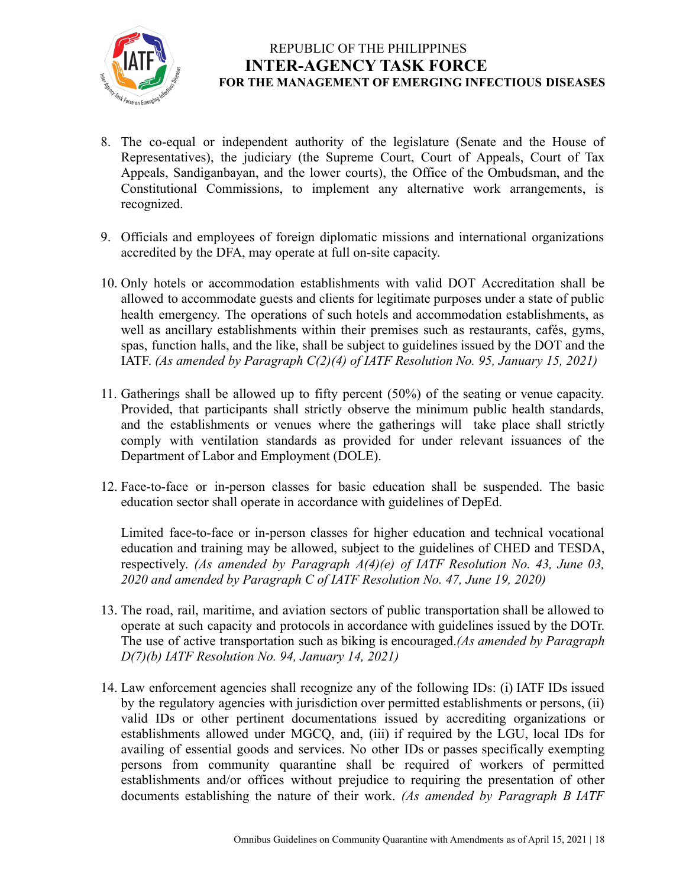8. The co-equal or independent authority of the legislature (Senate and the House of Representatives), the judiciary (the Supreme Court, Court of Appeals, Court of Tax Appeals, Sandiganbayan, and the lower courts), the Office of the Ombudsman, and the Constitutional Commissions, to implement any alternative work arrangements, is recognized.

9. Officials and employees of foreign diplomatic missions and international organizations accredited by the DFA, may operate at full on-site capacity.

10. Only hotels or accommodation establishments with valid DOT Accreditation shall be allowed to accommodate guests and clients for legitimate purposes under a state of public health emergency. The operations of such hotels and accommodation establishments, as well as ancillary establishments within their premises such as restaurants, cafés, gyms, spas, function halls, and the like, shall be subject to guidelines issued by the DOT and the IATF. *(As amended by Paragraph C(2)(4) of IATF Resolution No. 95, January 15, 2021)*

11. Gatherings shall be allowed up to fifty percent (50%) of the seating or venue capacity. Provided, that participants shall strictly observe the minimum public health standards, and the establishments or venues where the gatherings will take place shall strictly comply with ventilation standards as provided for under relevant issuances of the Department of Labor and Employment (DOLE).

12. Face-to-face or in-person classes for basic education shall be suspended. The basic education sector shall operate in accordance with guidelines of DepEd.

    Limited face-to-face or in-person classes for higher education and technical vocational education and training may be allowed, subject to the guidelines of CHED and TESDA, respectively. *(As amended by Paragraph A(4)(e) of IATF Resolution No. 43, June 03, 2020 and amended by Paragraph C of IATF Resolution No. 47, June 19, 2020)*

13. The road, rail, maritime, and aviation sectors of public transportation shall be allowed to operate at such capacity and protocols in accordance with guidelines issued by the DOTr. The use of active transportation such as biking is encouraged.*(As amended by Paragraph D(7)(b) IATF Resolution No. 94, January 14, 2021)*

14. Law enforcement agencies shall recognize any of the following IDs: (i) IATF IDs issued by the regulatory agencies with jurisdiction over permitted establishments or persons, (ii) valid IDs or other pertinent documentations issued by accrediting organizations or establishments allowed under MGCQ, and, (iii) if required by the LGU, local IDs for availing of essential goods and services. No other IDs or passes specifically exempting persons from community quarantine shall be required of workers of permitted establishments and/or offices without prejudice to requiring the presentation of other documents establishing the nature of their work. *(As amended by Paragraph B IATF*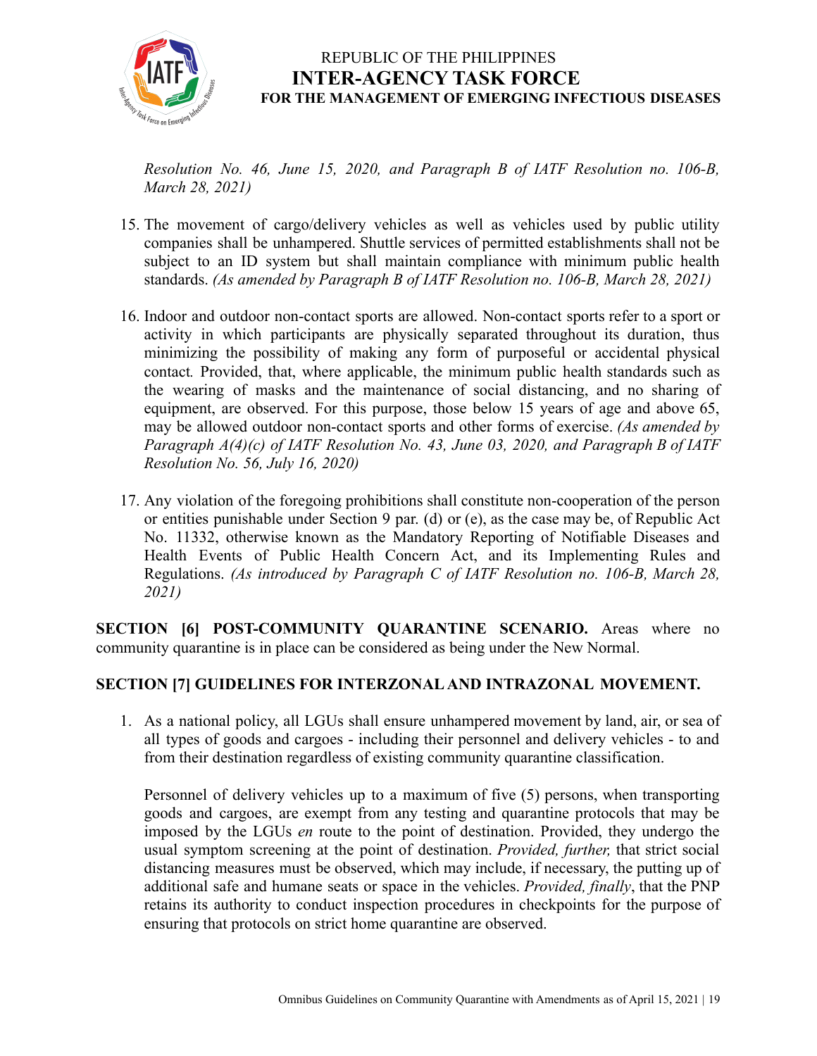*Resolution No. 46, June 15, 2020, and Paragraph B of IATF Resolution no. 106-B, March 28, 2021)*

15. The movement of cargo/delivery vehicles as well as vehicles used by public utility companies shall be unhampered. Shuttle services of permitted establishments shall not be subject to an ID system but shall maintain compliance with minimum public health standards. *(As amended by Paragraph B of IATF Resolution no. 106-B, March 28, 2021)*

16. Indoor and outdoor non-contact sports are allowed. Non-contact sports refer to a sport or activity in which participants are physically separated throughout its duration, thus minimizing the possibility of making any form of purposeful or accidental physical contact*.* Provided, that, where applicable, the minimum public health standards such as the wearing of masks and the maintenance of social distancing, and no sharing of equipment, are observed. For this purpose, those below 15 years of age and above 65, may be allowed outdoor non-contact sports and other forms of exercise. *(As amended by Paragraph A(4)(c) of IATF Resolution No. 43, June 03, 2020, and Paragraph B of IATF Resolution No. 56, July 16, 2020)*

17. Any violation of the foregoing prohibitions shall constitute non-cooperation of the person or entities punishable under Section 9 par. (d) or (e), as the case may be, of Republic Act No. 11332, otherwise known as the Mandatory Reporting of Notifiable Diseases and Health Events of Public Health Concern Act, and its Implementing Rules and Regulations. *(As introduced by Paragraph C of IATF Resolution no. 106-B, March 28, 2021)*

**SECTION [6] POST-COMMUNITY QUARANTINE SCENARIO.** Areas where no community quarantine is in place can be considered as being under the New Normal.

**SECTION [7] GUIDELINES FOR INTERZONAL AND INTRAZONAL MOVEMENT.**

1. As a national policy, all LGUs shall ensure unhampered movement by land, air, or sea of all types of goods and cargoes - including their personnel and delivery vehicles - to and from their destination regardless of existing community quarantine classification.

   Personnel of delivery vehicles up to a maximum of five (5) persons, when transporting goods and cargoes, are exempt from any testing and quarantine protocols that may be imposed by the LGUs *en* route to the point of destination. Provided, they undergo the usual symptom screening at the point of destination. *Provided, further,* that strict social distancing measures must be observed, which may include, if necessary, the putting up of additional safe and humane seats or space in the vehicles. *Provided, finally*, that the PNP retains its authority to conduct inspection procedures in checkpoints for the purpose of ensuring that protocols on strict home quarantine are observed.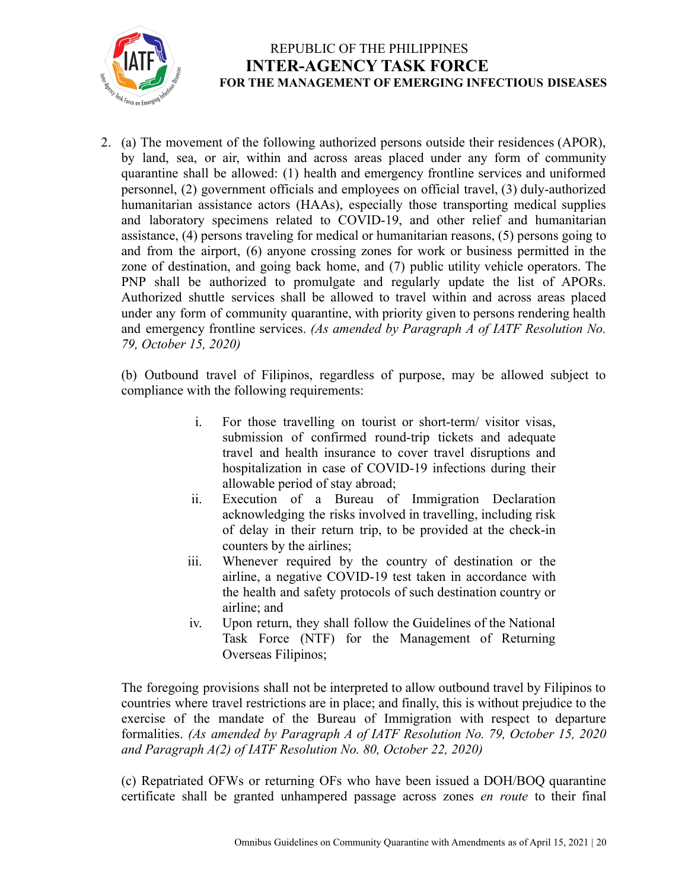2. (a) The movement of the following authorized persons outside their residences (APOR), by land, sea, or air, within and across areas placed under any form of community quarantine shall be allowed: (1) health and emergency frontline services and uniformed personnel, (2) government officials and employees on official travel, (3) duly-authorized humanitarian assistance actors (HAAs), especially those transporting medical supplies and laboratory specimens related to COVID-19, and other relief and humanitarian assistance, (4) persons traveling for medical or humanitarian reasons, (5) persons going to and from the airport, (6) anyone crossing zones for work or business permitted in the zone of destination, and going back home, and (7) public utility vehicle operators. The PNP shall be authorized to promulgate and regularly update the list of APORs. Authorized shuttle services shall be allowed to travel within and across areas placed under any form of community quarantine, with priority given to persons rendering health and emergency frontline services. *(As amended by Paragraph A of IATF Resolution No. 79, October 15, 2020)*

   (b) Outbound travel of Filipinos, regardless of purpose, may be allowed subject to compliance with the following requirements:

   i. For those travelling on tourist or short-term/ visitor visas, submission of confirmed round-trip tickets and adequate travel and health insurance to cover travel disruptions and hospitalization in case of COVID-19 infections during their allowable period of stay abroad;
   ii. Execution of a Bureau of Immigration Declaration acknowledging the risks involved in travelling, including risk of delay in their return trip, to be provided at the check-in counters by the airlines;
   iii. Whenever required by the country of destination or the airline, a negative COVID-19 test taken in accordance with the health and safety protocols of such destination country or airline; and
   iv. Upon return, they shall follow the Guidelines of the National Task Force (NTF) for the Management of Returning Overseas Filipinos;

   The foregoing provisions shall not be interpreted to allow outbound travel by Filipinos to countries where travel restrictions are in place; and finally, this is without prejudice to the exercise of the mandate of the Bureau of Immigration with respect to departure formalities. *(As amended by Paragraph A of IATF Resolution No. 79, October 15, 2020 and Paragraph A(2) of IATF Resolution No. 80, October 22, 2020)*

   (c) Repatriated OFWs or returning OFs who have been issued a DOH/BOQ quarantine certificate shall be granted unhampered passage across zones *en route* to their final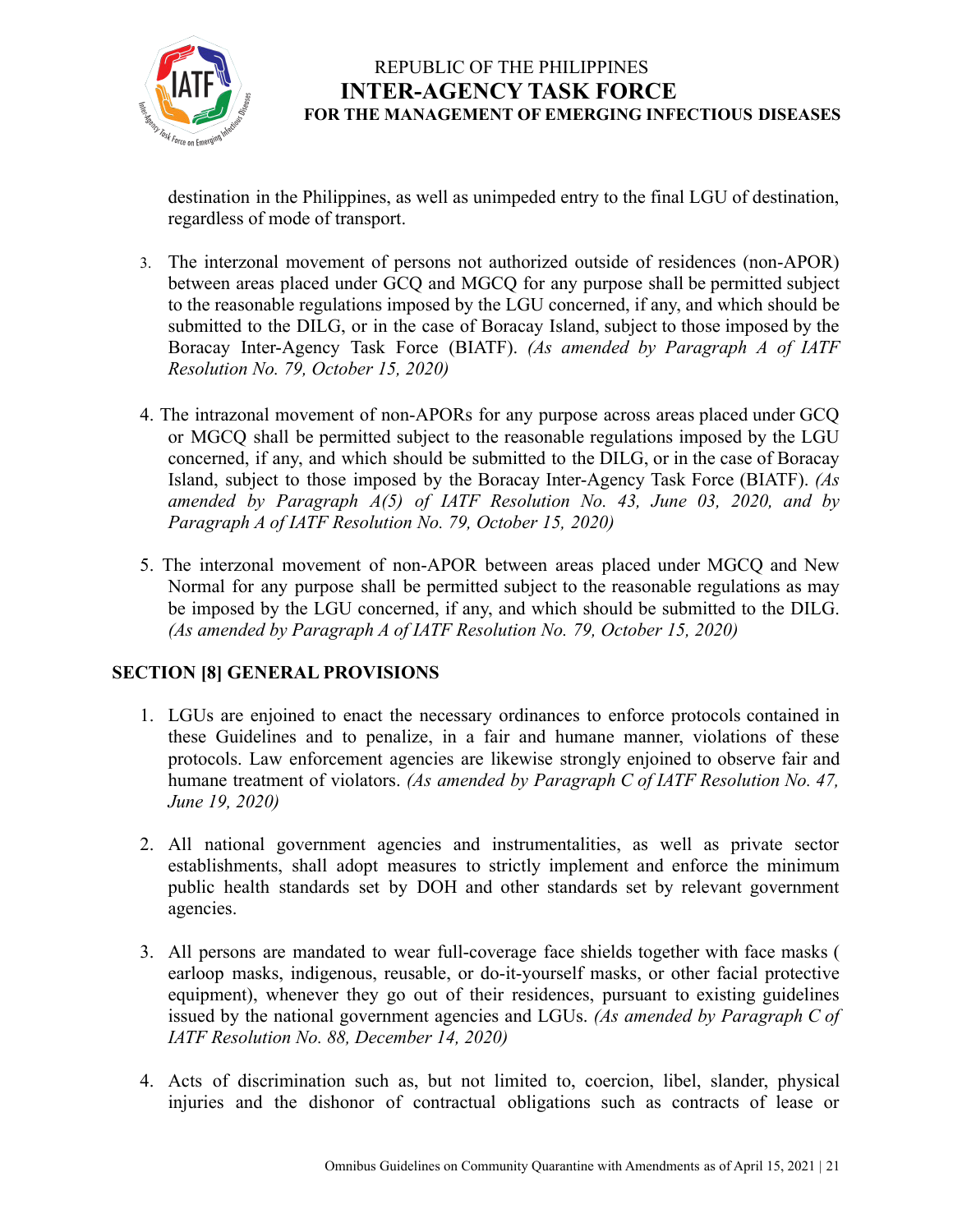destination in the Philippines, as well as unimpeded entry to the final LGU of destination, regardless of mode of transport.

3. The interzonal movement of persons not authorized outside of residences (non-APOR) between areas placed under GCQ and MGCQ for any purpose shall be permitted subject to the reasonable regulations imposed by the LGU concerned, if any, and which should be submitted to the DILG, or in the case of Boracay Island, subject to those imposed by the Boracay Inter-Agency Task Force (BIATF). *(As amended by Paragraph A of IATF Resolution No. 79, October 15, 2020)*

4. The intrazonal movement of non-APORs for any purpose across areas placed under GCQ or MGCQ shall be permitted subject to the reasonable regulations imposed by the LGU concerned, if any, and which should be submitted to the DILG, or in the case of Boracay Island, subject to those imposed by the Boracay Inter-Agency Task Force (BIATF). *(As amended by Paragraph A(5) of IATF Resolution No. 43, June 03, 2020, and by Paragraph A of IATF Resolution No. 79, October 15, 2020)*

5. The interzonal movement of non-APOR between areas placed under MGCQ and New Normal for any purpose shall be permitted subject to the reasonable regulations as may be imposed by the LGU concerned, if any, and which should be submitted to the DILG. *(As amended by Paragraph A of IATF Resolution No. 79, October 15, 2020)*

## SECTION [8] GENERAL PROVISIONS

1. LGUs are enjoined to enact the necessary ordinances to enforce protocols contained in these Guidelines and to penalize, in a fair and humane manner, violations of these protocols. Law enforcement agencies are likewise strongly enjoined to observe fair and humane treatment of violators. *(As amended by Paragraph C of IATF Resolution No. 47, June 19, 2020)*

2. All national government agencies and instrumentalities, as well as private sector establishments, shall adopt measures to strictly implement and enforce the minimum public health standards set by DOH and other standards set by relevant government agencies.

3. All persons are mandated to wear full-coverage face shields together with face masks ( earloop masks, indigenous, reusable, or do-it-yourself masks, or other facial protective equipment), whenever they go out of their residences, pursuant to existing guidelines issued by the national government agencies and LGUs. *(As amended by Paragraph C of IATF Resolution No. 88, December 14, 2020)*

4. Acts of discrimination such as, but not limited to, coercion, libel, slander, physical injuries and the dishonor of contractual obligations such as contracts of lease or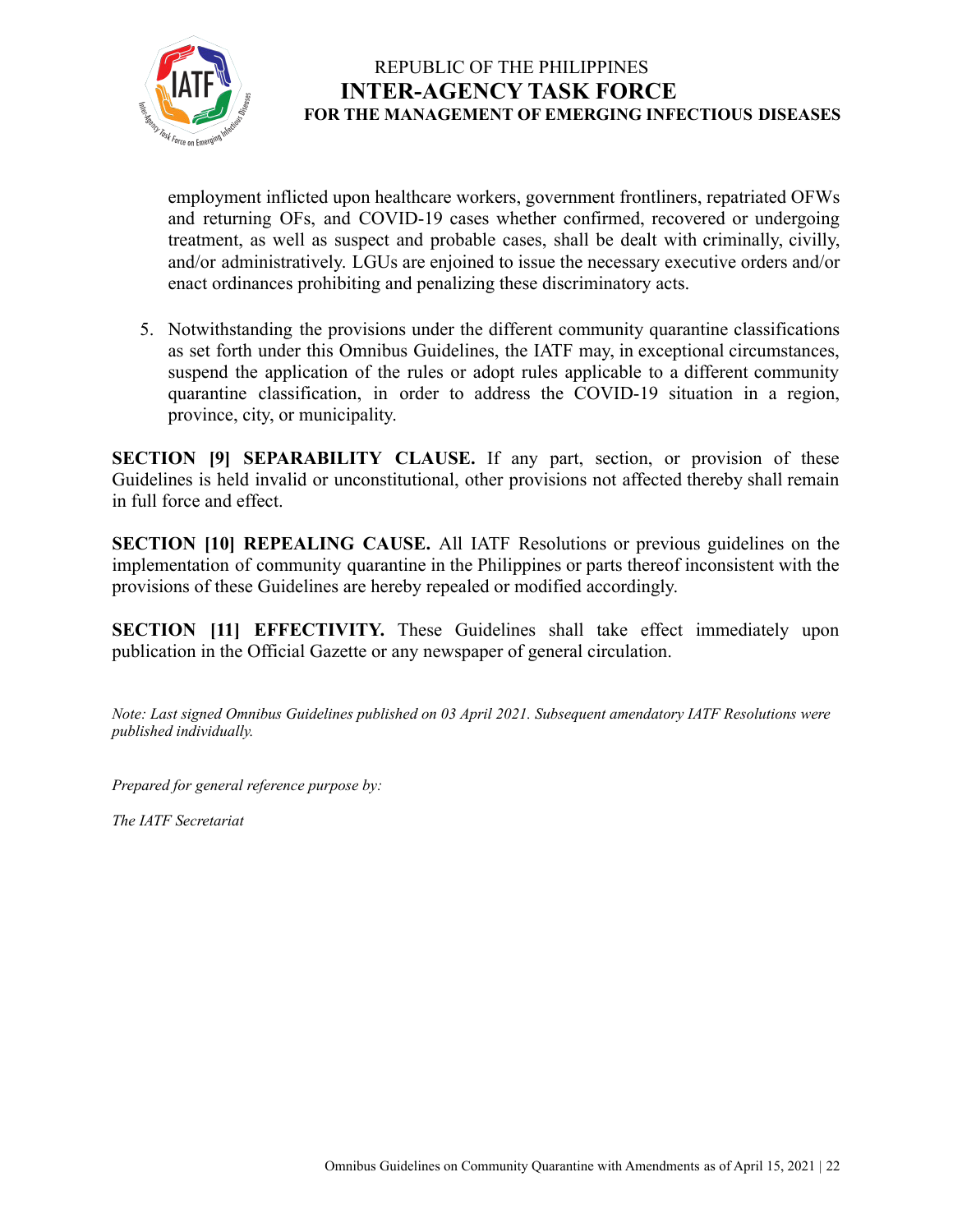employment inflicted upon healthcare workers, government frontliners, repatriated OFWs and returning OFs, and COVID-19 cases whether confirmed, recovered or undergoing treatment, as well as suspect and probable cases, shall be dealt with criminally, civilly, and/or administratively. LGUs are enjoined to issue the necessary executive orders and/or enact ordinances prohibiting and penalizing these discriminatory acts.

5. Notwithstanding the provisions under the different community quarantine classifications as set forth under this Omnibus Guidelines, the IATF may, in exceptional circumstances, suspend the application of the rules or adopt rules applicable to a different community quarantine classification, in order to address the COVID-19 situation in a region, province, city, or municipality.

**SECTION [9] SEPARABILITY CLAUSE.** If any part, section, or provision of these Guidelines is held invalid or unconstitutional, other provisions not affected thereby shall remain in full force and effect.

**SECTION [10] REPEALING CAUSE.** All IATF Resolutions or previous guidelines on the implementation of community quarantine in the Philippines or parts thereof inconsistent with the provisions of these Guidelines are hereby repealed or modified accordingly.

**SECTION [11] EFFECTIVITY.** These Guidelines shall take effect immediately upon publication in the Official Gazette or any newspaper of general circulation.

*Note: Last signed Omnibus Guidelines published on 03 April 2021. Subsequent amendatory IATF Resolutions were published individually.*

*Prepared for general reference purpose by:*

*The IATF Secretariat*